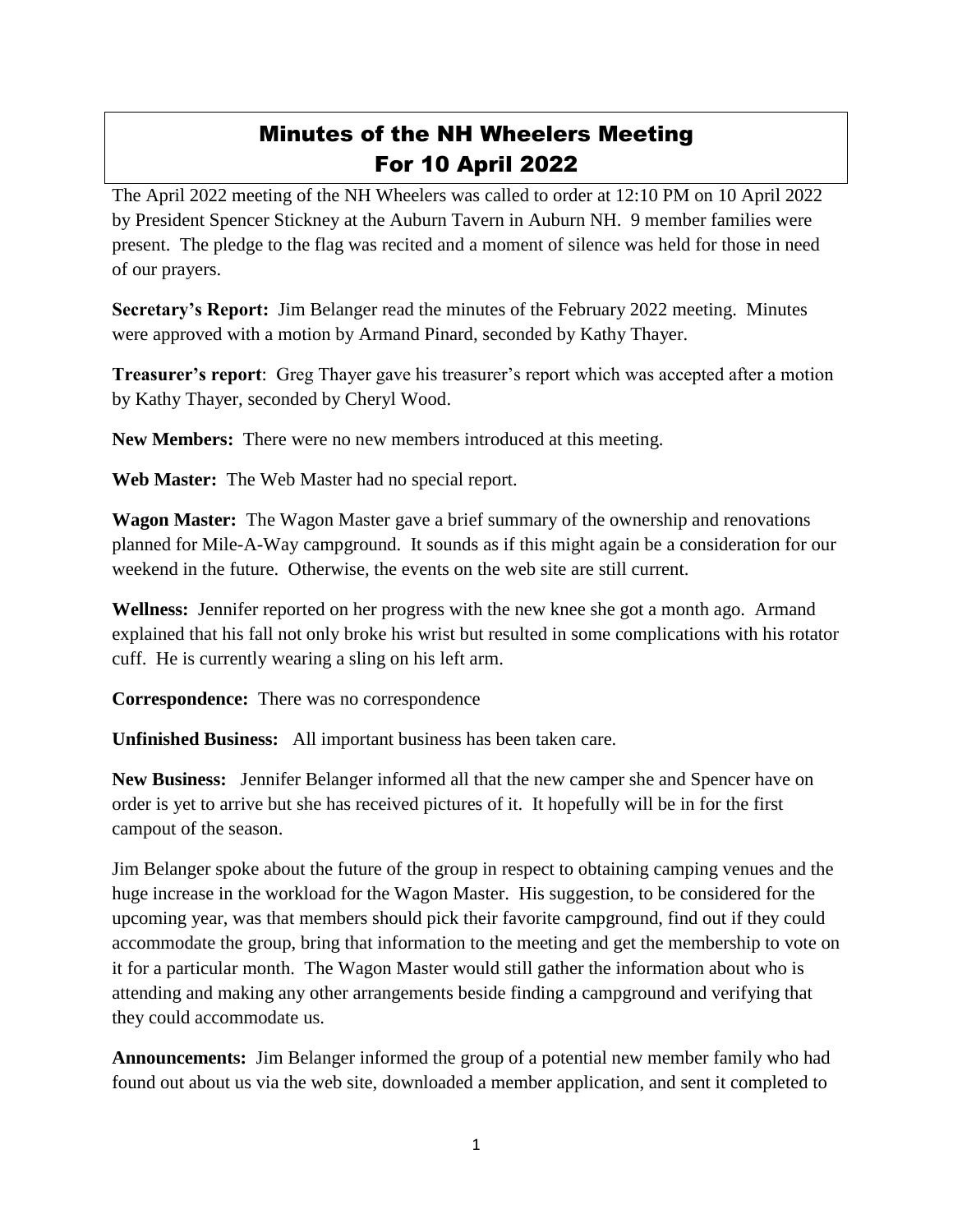# Minutes of the NH Wheelers Meeting For 10 April 2022

The April 2022 meeting of the NH Wheelers was called to order at 12:10 PM on 10 April 2022 by President Spencer Stickney at the Auburn Tavern in Auburn NH. 9 member families were present. The pledge to the flag was recited and a moment of silence was held for those in need of our prayers.

**Secretary's Report:** Jim Belanger read the minutes of the February 2022 meeting. Minutes were approved with a motion by Armand Pinard, seconded by Kathy Thayer.

**Treasurer's report**: Greg Thayer gave his treasurer's report which was accepted after a motion by Kathy Thayer, seconded by Cheryl Wood.

**New Members:** There were no new members introduced at this meeting.

**Web Master:** The Web Master had no special report.

**Wagon Master:** The Wagon Master gave a brief summary of the ownership and renovations planned for Mile-A-Way campground. It sounds as if this might again be a consideration for our weekend in the future. Otherwise, the events on the web site are still current.

**Wellness:** Jennifer reported on her progress with the new knee she got a month ago. Armand explained that his fall not only broke his wrist but resulted in some complications with his rotator cuff. He is currently wearing a sling on his left arm.

**Correspondence:** There was no correspondence

**Unfinished Business:** All important business has been taken care.

**New Business:** Jennifer Belanger informed all that the new camper she and Spencer have on order is yet to arrive but she has received pictures of it. It hopefully will be in for the first campout of the season.

Jim Belanger spoke about the future of the group in respect to obtaining camping venues and the huge increase in the workload for the Wagon Master. His suggestion, to be considered for the upcoming year, was that members should pick their favorite campground, find out if they could accommodate the group, bring that information to the meeting and get the membership to vote on it for a particular month. The Wagon Master would still gather the information about who is attending and making any other arrangements beside finding a campground and verifying that they could accommodate us.

**Announcements:** Jim Belanger informed the group of a potential new member family who had found out about us via the web site, downloaded a member application, and sent it completed to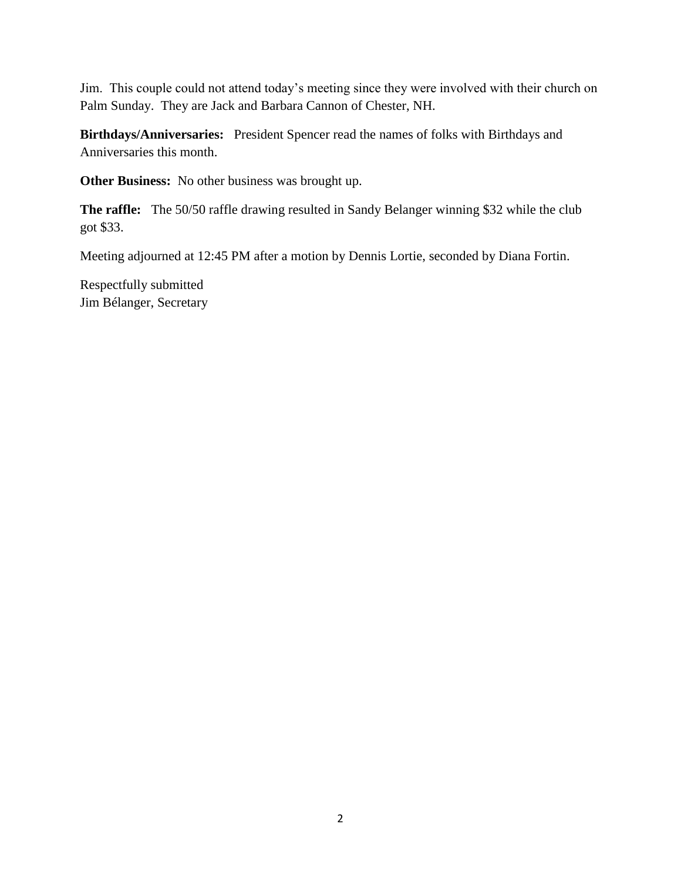Jim. This couple could not attend today's meeting since they were involved with their church on Palm Sunday. They are Jack and Barbara Cannon of Chester, NH.

**Birthdays/Anniversaries:** President Spencer read the names of folks with Birthdays and Anniversaries this month.

**Other Business:** No other business was brought up.

**The raffle:** The 50/50 raffle drawing resulted in Sandy Belanger winning $32 while the club got $33.

Meeting adjourned at 12:45 PM after a motion by Dennis Lortie, seconded by Diana Fortin.

Respectfully submitted
Jim Bélanger, Secretary